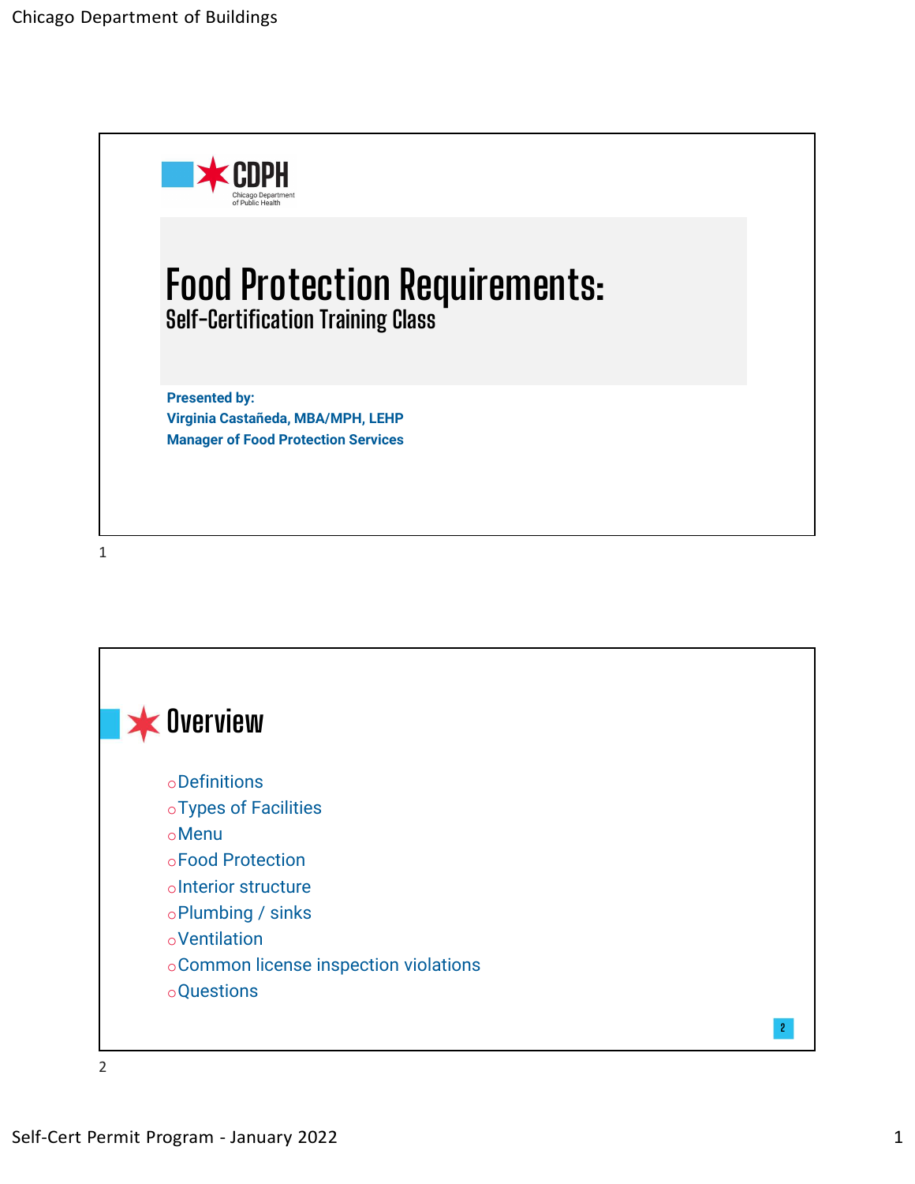# Food Protection Requirements:

## Self-Certification Training Class

**Presented by:**
**Virginia Castañeda, MBA/MPH, LEHP**
**Manager of Food Protection Services**

## Overview

- Definitions
- Types of Facilities
- Menu
- Food Protection
- Interior structure
- Plumbing / sinks
- Ventilation
- Common license inspection violations
- Questions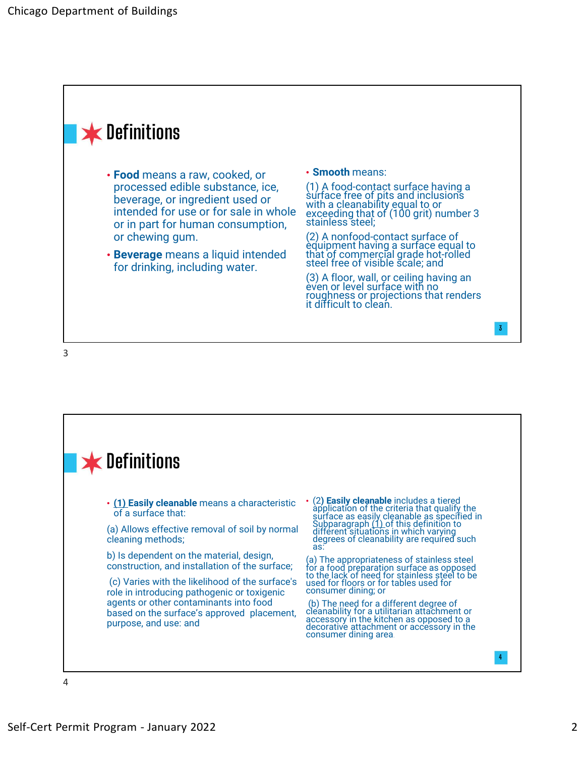## Definitions

- **Food** means a raw, cooked, or processed edible substance, ice, beverage, or ingredient used or intended for use or for sale in whole or in part for human consumption, or chewing gum.
- **Beverage** means a liquid intended for drinking, including water.
- **Smooth** means:

(1) A food-contact surface having a surface free of pits and inclusions with a cleanability equal to or exceeding that of (100 grit) number 3 stainless steel;

(2) A nonfood-contact surface of equipment having a surface equal to that of commercial grade hot-rolled steel free of visible scale; and

(3) A floor, wall, or ceiling having an even or level surface with no roughness or projections that renders it difficult to clean.

## Definitions

- (1) **Easily cleanable** means a characteristic of a surface that:

(a) Allows effective removal of soil by normal cleaning methods;

b) Is dependent on the material, design, construction, and installation of the surface;

(c) Varies with the likelihood of the surface's role in introducing pathogenic or toxigenic agents or other contaminants into food based on the surface's approved placement, purpose, and use: and

- (2) **Easily cleanable** includes a tiered application of the criteria that qualify the surface as easily cleanable as specified in Subparagraph (1) of this definition to different situations in which varying degrees of cleanability are required such as:

(a) The appropriateness of stainless steel for a food preparation surface as opposed to the lack of need for stainless steel to be used for floors or for tables used for consumer dining; or

(b) The need for a different degree of cleanability for a utilitarian attachment or accessory in the kitchen as opposed to a decorative attachment or accessory in the consumer dining area.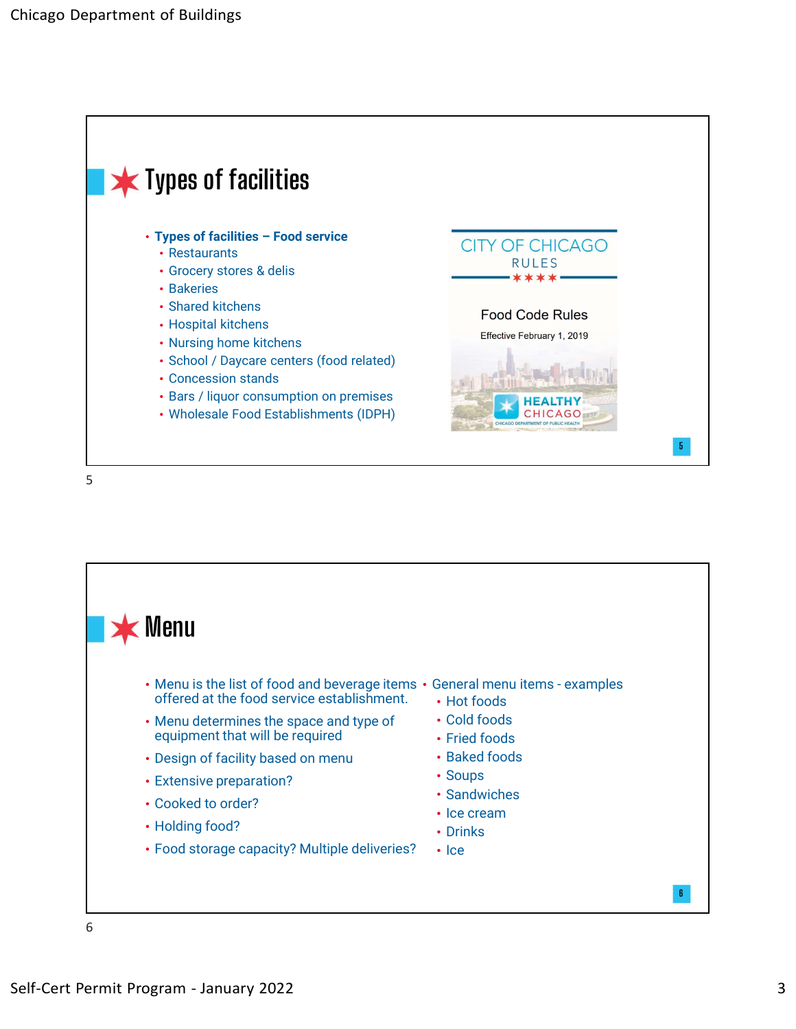## Types of facilities

- **Types of facilities – Food service**
  - Restaurants
  - Grocery stores & delis
  - Bakeries
  - Shared kitchens
  - Hospital kitchens
  - Nursing home kitchens
  - School / Daycare centers (food related)
  - Concession stands
  - Bars / liquor consumption on premises
  - Wholesale Food Establishments (IDPH)

CITY OF CHICAGO
RULES

Food Code Rules

Effective February 1, 2019

HEALTHY CHICAGO
CHICAGO DEPARTMENT OF PUBLIC HEALTH

## Menu

- Menu is the list of food and beverage items offered at the food service establishment.
- Menu determines the space and type of equipment that will be required
- Design of facility based on menu
- Extensive preparation?
- Cooked to order?
- Holding food?
- Food storage capacity? Multiple deliveries?
- General menu items - examples
  - Hot foods
  - Cold foods
  - Fried foods
  - Baked foods
  - Soups
  - Sandwiches
  - Ice cream
  - Drinks
  - Ice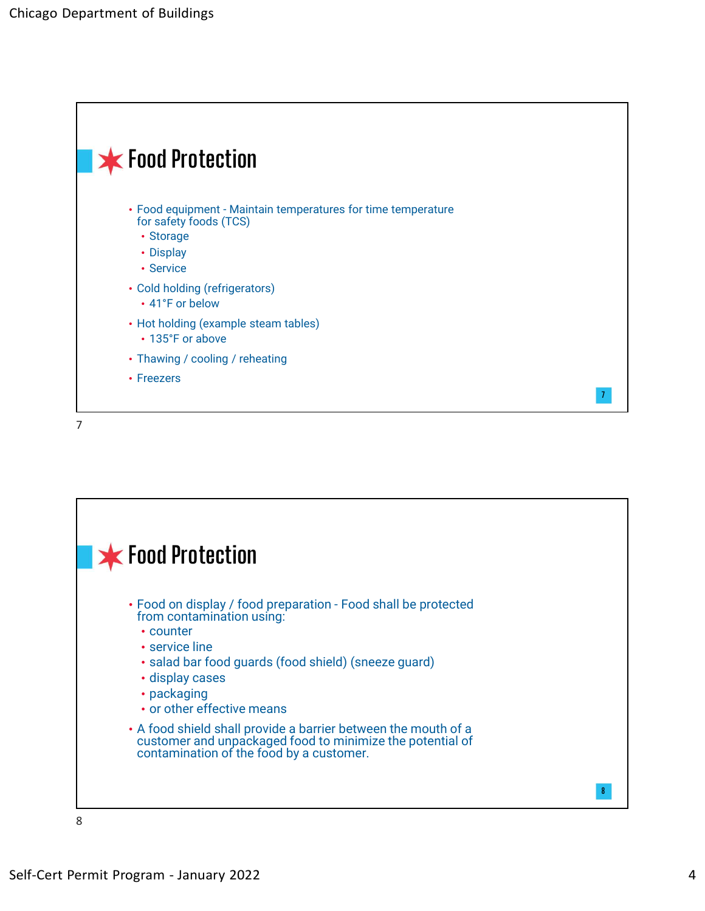## Food Protection

- Food equipment - Maintain temperatures for time temperature for safety foods (TCS)
  - Storage
  - Display
  - Service
- Cold holding (refrigerators)
  - 41°F or below
- Hot holding (example steam tables)
  - 135°F or above
- Thawing / cooling / reheating
- Freezers

## Food Protection

- Food on display / food preparation - Food shall be protected from contamination using:
  - counter
  - service line
  - salad bar food guards (food shield) (sneeze guard)
  - display cases
  - packaging
  - or other effective means
- A food shield shall provide a barrier between the mouth of a customer and unpackaged food to minimize the potential of contamination of the food by a customer.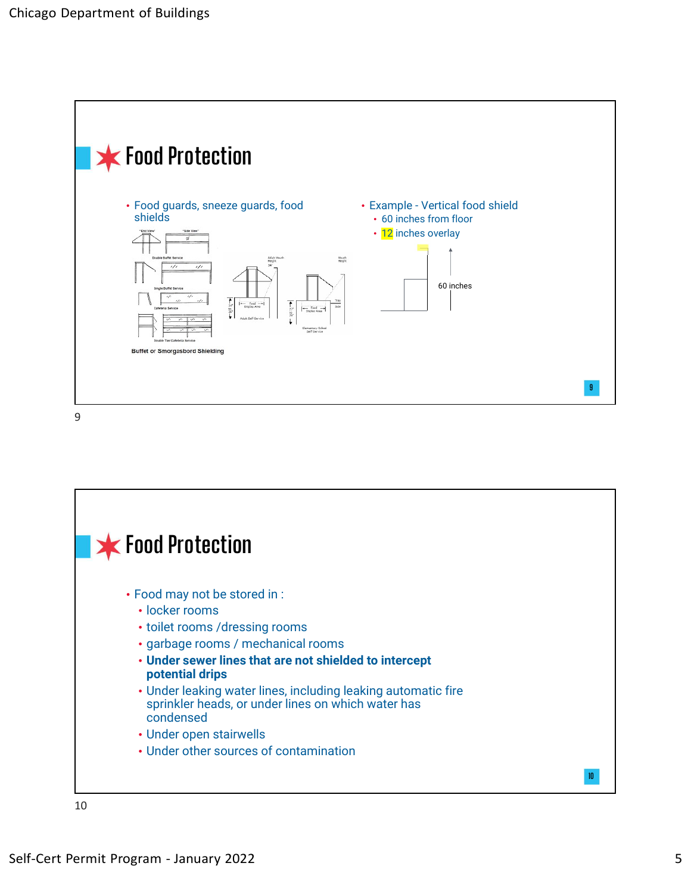## Food Protection

- Food guards, sneeze guards, food shields

Buffet or Smorgasbord Shielding

- Example - Vertical food shield
  - 60 inches from floor
  - 12 inches overlay

60 inches

## Food Protection

- Food may not be stored in :
  - locker rooms
  - toilet rooms /dressing rooms
  - garbage rooms / mechanical rooms
  - **Under sewer lines that are not shielded to intercept potential drips**
  - Under leaking water lines, including leaking automatic fire sprinkler heads, or under lines on which water has condensed
  - Under open stairwells
  - Under other sources of contamination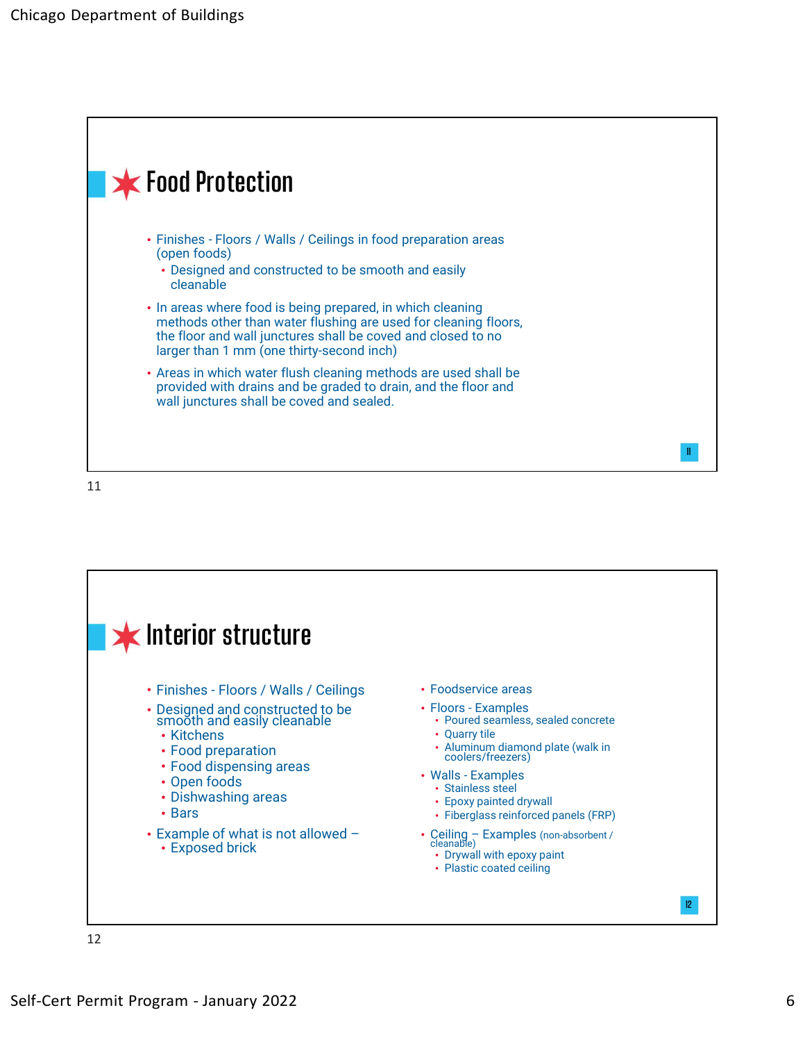## Food Protection

- Finishes - Floors / Walls / Ceilings in food preparation areas (open foods)
  - Designed and constructed to be smooth and easily cleanable
- In areas where food is being prepared, in which cleaning methods other than water flushing are used for cleaning floors, the floor and wall junctures shall be coved and closed to no larger than 1 mm (one thirty-second inch)
- Areas in which water flush cleaning methods are used shall be provided with drains and be graded to drain, and the floor and wall junctures shall be coved and sealed.

## Interior structure

- Finishes - Floors / Walls / Ceilings
- Designed and constructed to be smooth and easily cleanable
  - Kitchens
  - Food preparation
  - Food dispensing areas
  - Open foods
  - Dishwashing areas
  - Bars
- Example of what is not allowed –
  - Exposed brick

- Foodservice areas
- Floors - Examples
  - Poured seamless, sealed concrete
  - Quarry tile
  - Aluminum diamond plate (walk in coolers/freezers)
- Walls - Examples
  - Stainless steel
  - Epoxy painted drywall
  - Fiberglass reinforced panels (FRP)
- Ceiling – Examples (non-absorbent / cleanable)
  - Drywall with epoxy paint
  - Plastic coated ceiling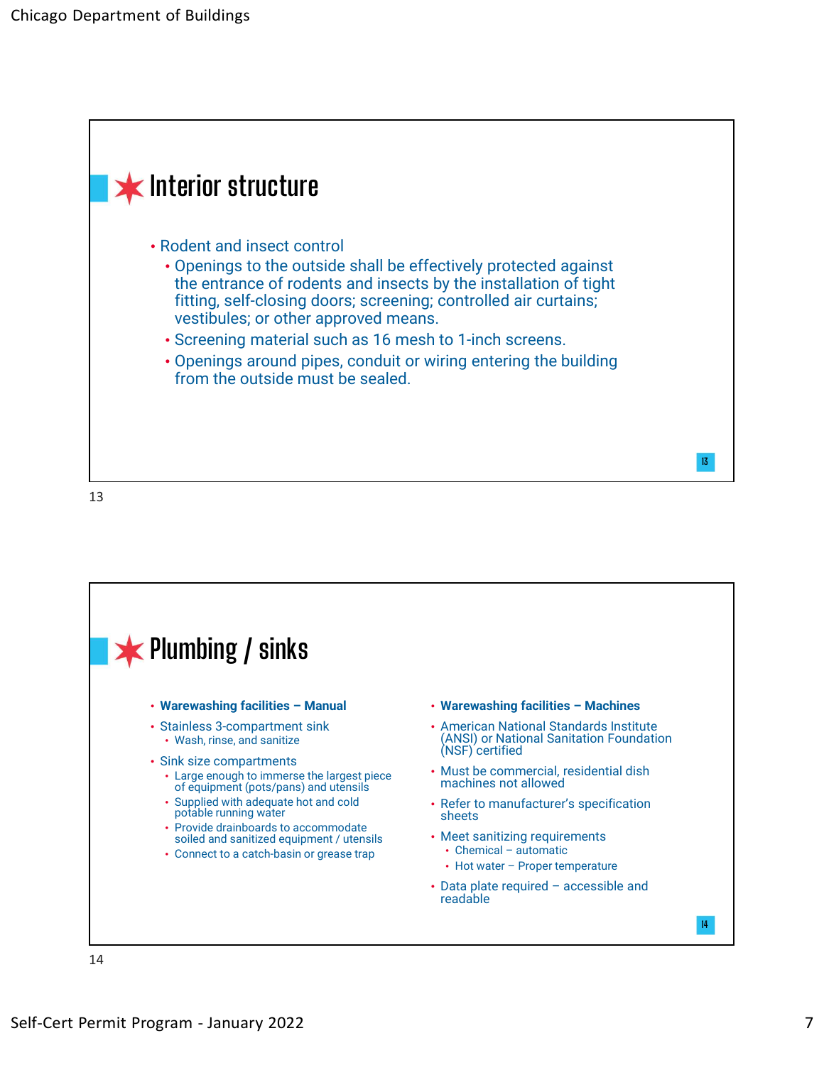## Interior structure

- Rodent and insect control
  - Openings to the outside shall be effectively protected against the entrance of rodents and insects by the installation of tight fitting, self-closing doors; screening; controlled air curtains; vestibules; or other approved means.
  - Screening material such as 16 mesh to 1-inch screens.
  - Openings around pipes, conduit or wiring entering the building from the outside must be sealed.

## Plumbing / sinks

- **Warewashing facilities – Manual**
- Stainless 3-compartment sink
  - Wash, rinse, and sanitize
- Sink size compartments
  - Large enough to immerse the largest piece of equipment (pots/pans) and utensils
  - Supplied with adequate hot and cold potable running water
  - Provide drainboards to accommodate soiled and sanitized equipment / utensils
  - Connect to a catch-basin or grease trap

- **Warewashing facilities – Machines**
- American National Standards Institute (ANSI) or National Sanitation Foundation (NSF) certified
- Must be commercial, residential dish machines not allowed
- Refer to manufacturer's specification sheets
- Meet sanitizing requirements
  - Chemical – automatic
  - Hot water – Proper temperature
- Data plate required – accessible and readable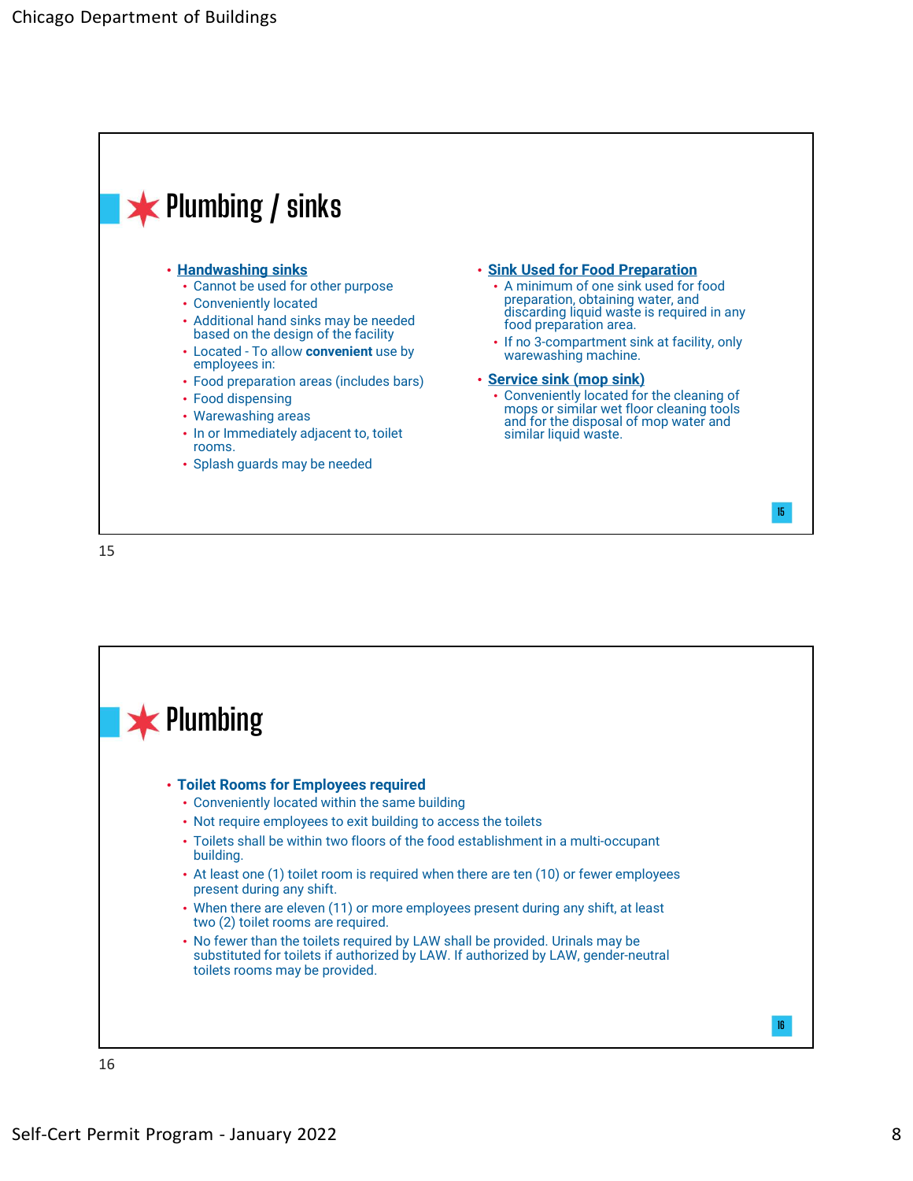## Plumbing / sinks

- **Handwashing sinks**
  - Cannot be used for other purpose
  - Conveniently located
  - Additional hand sinks may be needed based on the design of the facility
  - Located - To allow **convenient** use by employees in:
  - Food preparation areas (includes bars)
  - Food dispensing
  - Warewashing areas
  - In or Immediately adjacent to, toilet rooms.
  - Splash guards may be needed

- **Sink Used for Food Preparation**
  - A minimum of one sink used for food preparation, obtaining water, and discarding liquid waste is required in any food preparation area.
  - If no 3-compartment sink at facility, only warewashing machine.

- **Service sink (mop sink)**
  - Conveniently located for the cleaning of mops or similar wet floor cleaning tools and for the disposal of mop water and similar liquid waste.

## Plumbing

- **Toilet Rooms for Employees required**
  - Conveniently located within the same building
  - Not require employees to exit building to access the toilets
  - Toilets shall be within two floors of the food establishment in a multi-occupant building.
  - At least one (1) toilet room is required when there are ten (10) or fewer employees present during any shift.
  - When there are eleven (11) or more employees present during any shift, at least two (2) toilet rooms are required.
  - No fewer than the toilets required by LAW shall be provided. Urinals may be substituted for toilets if authorized by LAW. If authorized by LAW, gender-neutral toilets rooms may be provided.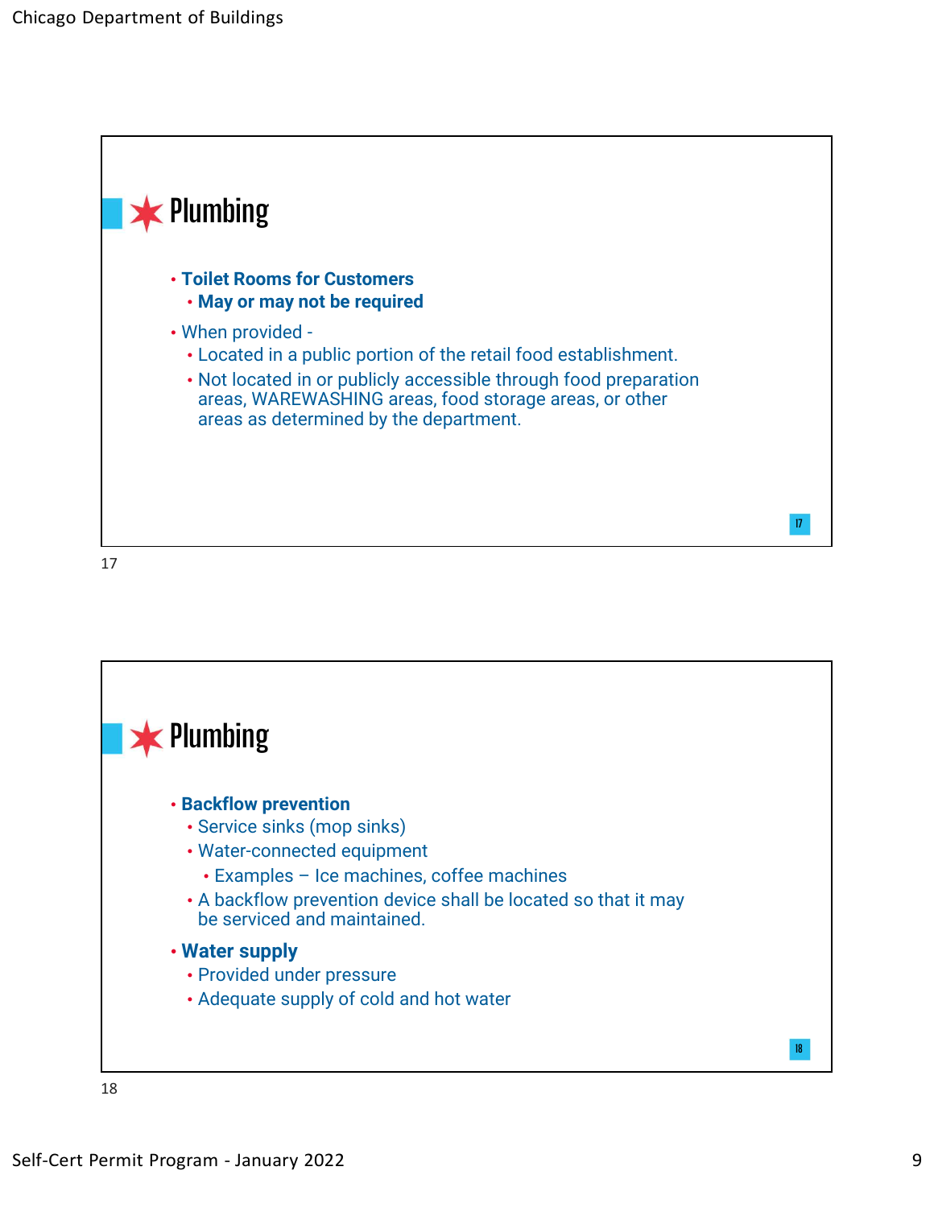## Plumbing

- **Toilet Rooms for Customers**
  - **May or may not be required**
- When provided -
  - Located in a public portion of the retail food establishment.
  - Not located in or publicly accessible through food preparation areas, WAREWASHING areas, food storage areas, or other areas as determined by the department.

## Plumbing

- **Backflow prevention**
  - Service sinks (mop sinks)
  - Water-connected equipment
    - Examples – Ice machines, coffee machines
  - A backflow prevention device shall be located so that it may be serviced and maintained.
- **Water supply**
  - Provided under pressure
  - Adequate supply of cold and hot water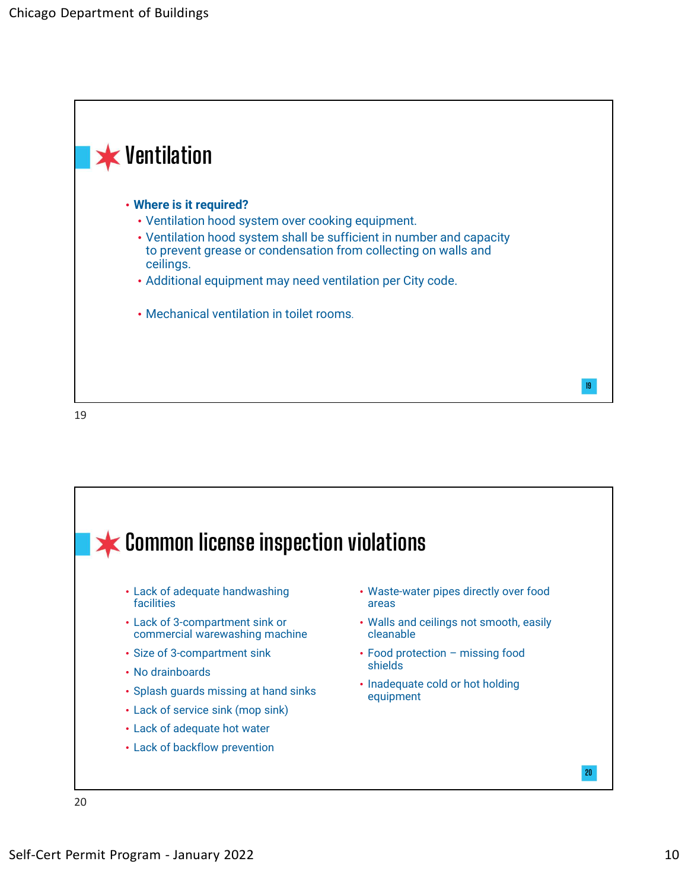## Ventilation

- **Where is it required?**
  - Ventilation hood system over cooking equipment.
  - Ventilation hood system shall be sufficient in number and capacity to prevent grease or condensation from collecting on walls and ceilings.
  - Additional equipment may need ventilation per City code.
  - Mechanical ventilation in toilet rooms.

## Common license inspection violations

- Lack of adequate handwashing facilities
- Lack of 3-compartment sink or commercial warewashing machine
- Size of 3-compartment sink
- No drainboards
- Splash guards missing at hand sinks
- Lack of service sink (mop sink)
- Lack of adequate hot water
- Lack of backflow prevention
- Waste-water pipes directly over food areas
- Walls and ceilings not smooth, easily cleanable
- Food protection – missing food shields
- Inadequate cold or hot holding equipment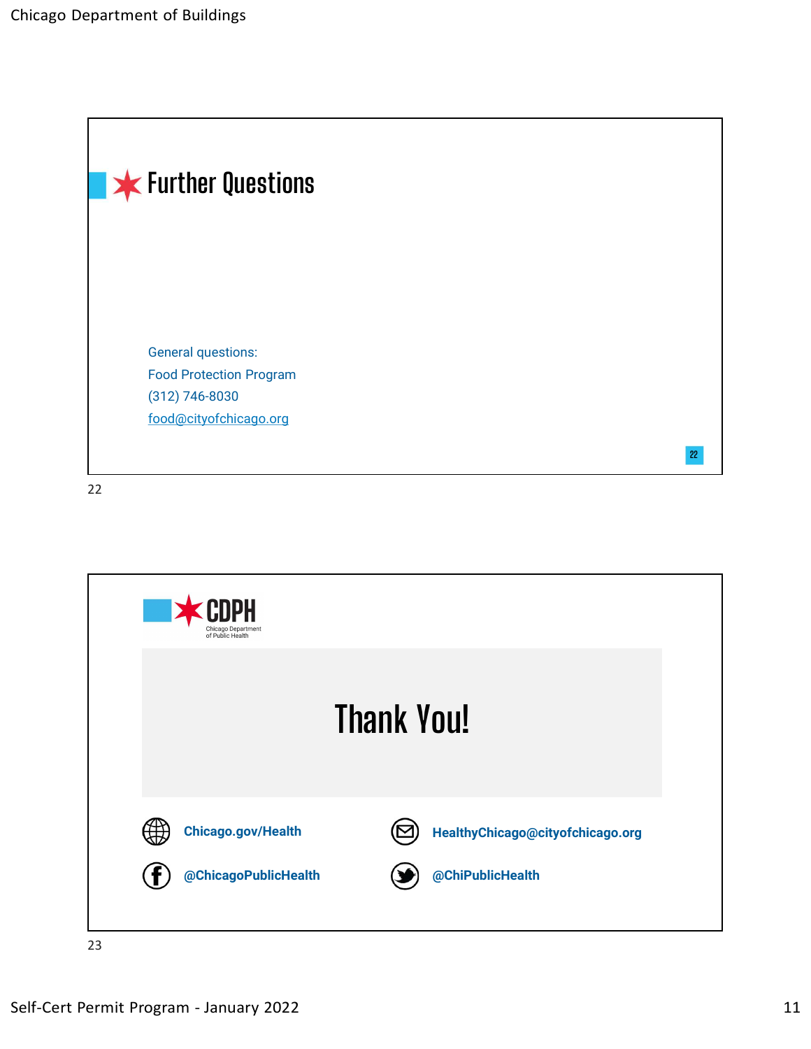## Further Questions

General questions:
Food Protection Program
(312) 746-8030
food@cityofchicago.org

CDPH
Chicago Department of Public Health

## Thank You!

Chicago.gov/Health

HealthyChicago@cityofchicago.org

@ChicagoPublicHealth

@ChiPublicHealth